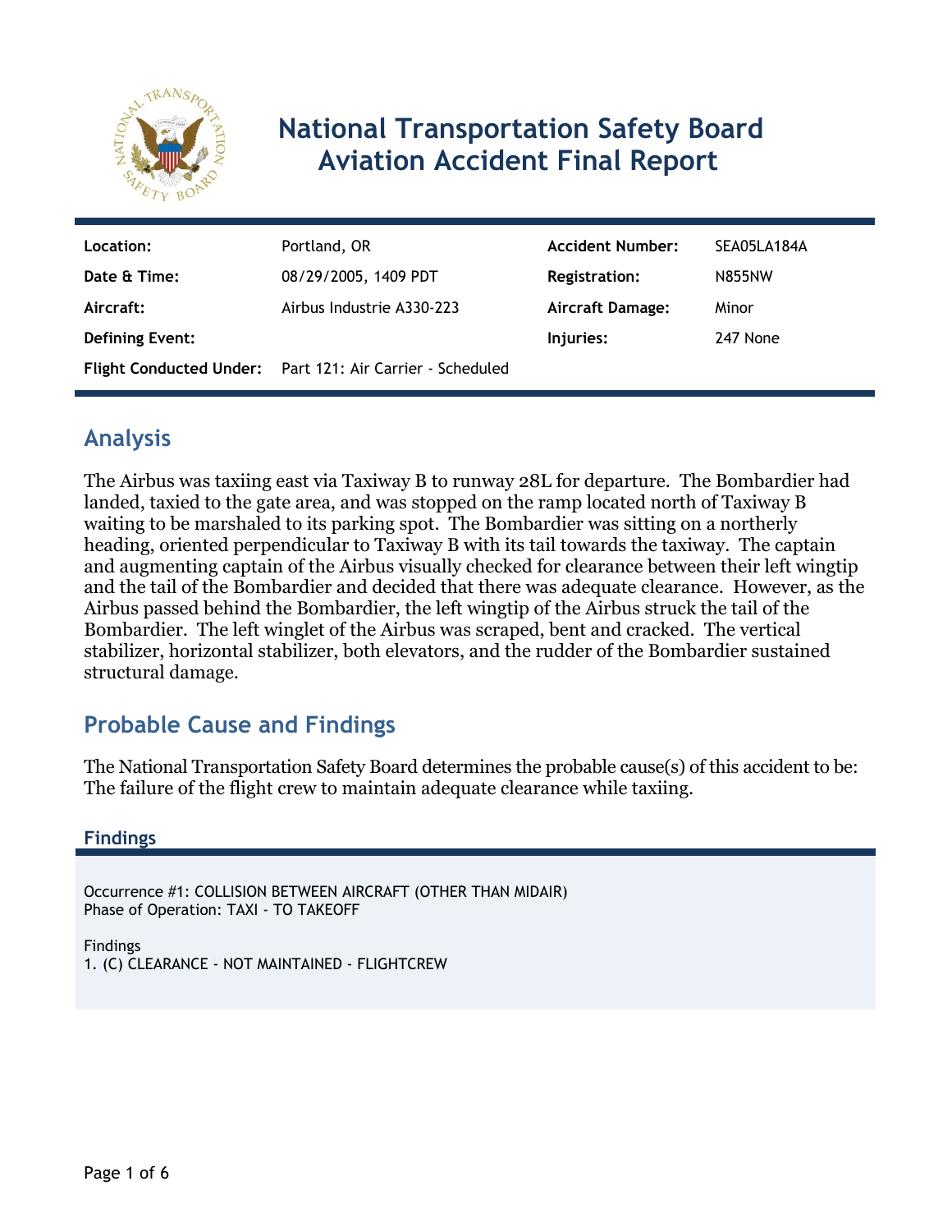# National Transportation Safety Board Aviation Accident Final Report

| | | | |
|---|---|---|---|
| **Location:** | Portland, OR | **Accident Number:** | SEA05LA184A |
| **Date & Time:** | 08/29/2005, 1409 PDT | **Registration:** | N855NW |
| **Aircraft:** | Airbus Industrie A330-223 | **Aircraft Damage:** | Minor |
| **Defining Event:** | | **Injuries:** | 247 None |
| **Flight Conducted Under:** | Part 121: Air Carrier - Scheduled | | |

## Analysis

The Airbus was taxiing east via Taxiway B to runway 28L for departure. The Bombardier had landed, taxied to the gate area, and was stopped on the ramp located north of Taxiway B waiting to be marshaled to its parking spot. The Bombardier was sitting on a northerly heading, oriented perpendicular to Taxiway B with its tail towards the taxiway. The captain and augmenting captain of the Airbus visually checked for clearance between their left wingtip and the tail of the Bombardier and decided that there was adequate clearance. However, as the Airbus passed behind the Bombardier, the left wingtip of the Airbus struck the tail of the Bombardier. The left winglet of the Airbus was scraped, bent and cracked. The vertical stabilizer, horizontal stabilizer, both elevators, and the rudder of the Bombardier sustained structural damage.

## Probable Cause and Findings

The National Transportation Safety Board determines the probable cause(s) of this accident to be:
The failure of the flight crew to maintain adequate clearance while taxiing.

### Findings

Occurrence #1: COLLISION BETWEEN AIRCRAFT (OTHER THAN MIDAIR)
Phase of Operation: TAXI - TO TAKEOFF

Findings
1. (C) CLEARANCE - NOT MAINTAINED - FLIGHTCREW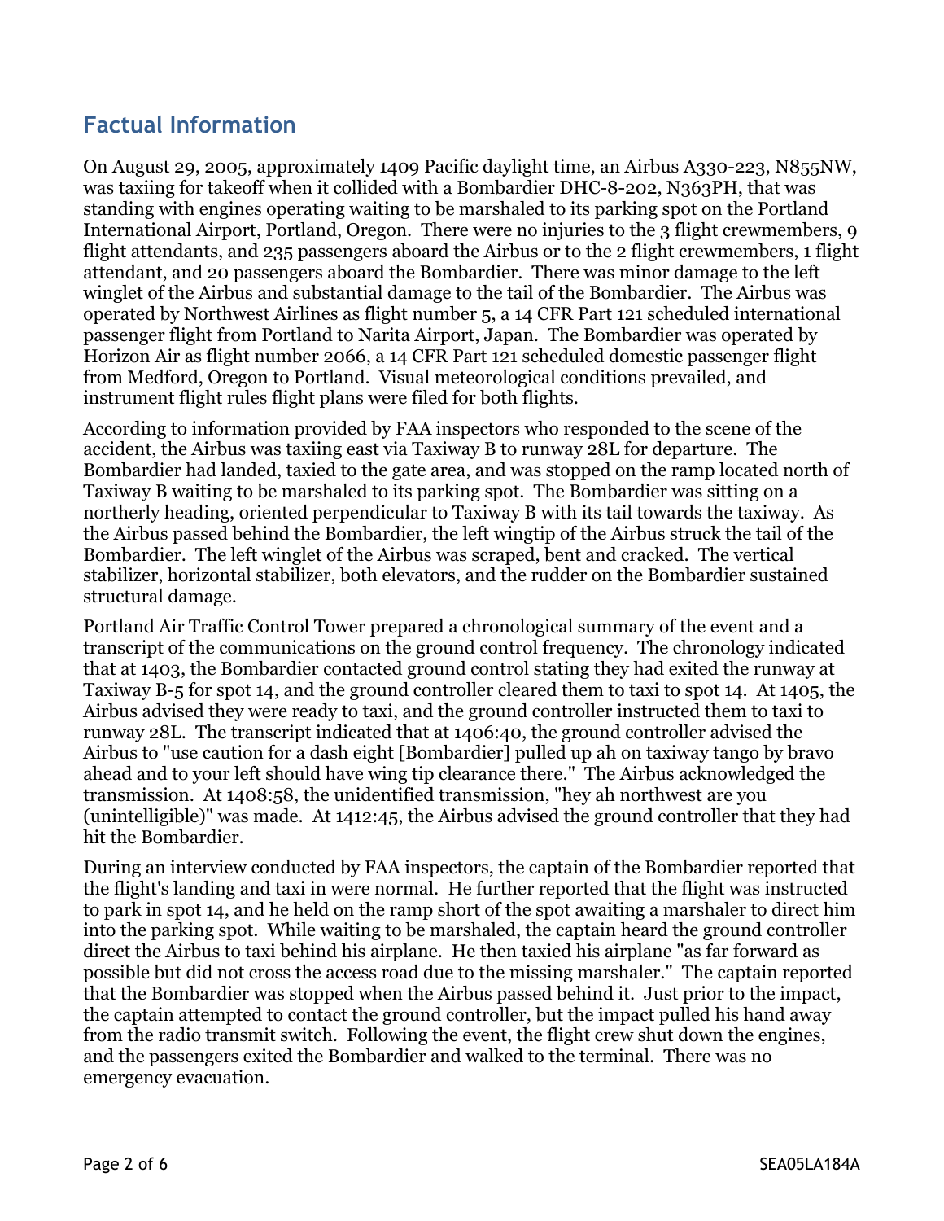## Factual Information

On August 29, 2005, approximately 1409 Pacific daylight time, an Airbus A330-223, N855NW, was taxiing for takeoff when it collided with a Bombardier DHC-8-202, N363PH, that was standing with engines operating waiting to be marshaled to its parking spot on the Portland International Airport, Portland, Oregon. There were no injuries to the 3 flight crewmembers, 9 flight attendants, and 235 passengers aboard the Airbus or to the 2 flight crewmembers, 1 flight attendant, and 20 passengers aboard the Bombardier. There was minor damage to the left winglet of the Airbus and substantial damage to the tail of the Bombardier. The Airbus was operated by Northwest Airlines as flight number 5, a 14 CFR Part 121 scheduled international passenger flight from Portland to Narita Airport, Japan. The Bombardier was operated by Horizon Air as flight number 2066, a 14 CFR Part 121 scheduled domestic passenger flight from Medford, Oregon to Portland. Visual meteorological conditions prevailed, and instrument flight rules flight plans were filed for both flights.

According to information provided by FAA inspectors who responded to the scene of the accident, the Airbus was taxiing east via Taxiway B to runway 28L for departure. The Bombardier had landed, taxied to the gate area, and was stopped on the ramp located north of Taxiway B waiting to be marshaled to its parking spot. The Bombardier was sitting on a northerly heading, oriented perpendicular to Taxiway B with its tail towards the taxiway. As the Airbus passed behind the Bombardier, the left wingtip of the Airbus struck the tail of the Bombardier. The left winglet of the Airbus was scraped, bent and cracked. The vertical stabilizer, horizontal stabilizer, both elevators, and the rudder on the Bombardier sustained structural damage.

Portland Air Traffic Control Tower prepared a chronological summary of the event and a transcript of the communications on the ground control frequency. The chronology indicated that at 1403, the Bombardier contacted ground control stating they had exited the runway at Taxiway B-5 for spot 14, and the ground controller cleared them to taxi to spot 14. At 1405, the Airbus advised they were ready to taxi, and the ground controller instructed them to taxi to runway 28L. The transcript indicated that at 1406:40, the ground controller advised the Airbus to "use caution for a dash eight [Bombardier] pulled up ah on taxiway tango by bravo ahead and to your left should have wing tip clearance there." The Airbus acknowledged the transmission. At 1408:58, the unidentified transmission, "hey ah northwest are you (unintelligible)" was made. At 1412:45, the Airbus advised the ground controller that they had hit the Bombardier.

During an interview conducted by FAA inspectors, the captain of the Bombardier reported that the flight's landing and taxi in were normal. He further reported that the flight was instructed to park in spot 14, and he held on the ramp short of the spot awaiting a marshaler to direct him into the parking spot. While waiting to be marshaled, the captain heard the ground controller direct the Airbus to taxi behind his airplane. He then taxied his airplane "as far forward as possible but did not cross the access road due to the missing marshaler." The captain reported that the Bombardier was stopped when the Airbus passed behind it. Just prior to the impact, the captain attempted to contact the ground controller, but the impact pulled his hand away from the radio transmit switch. Following the event, the flight crew shut down the engines, and the passengers exited the Bombardier and walked to the terminal. There was no emergency evacuation.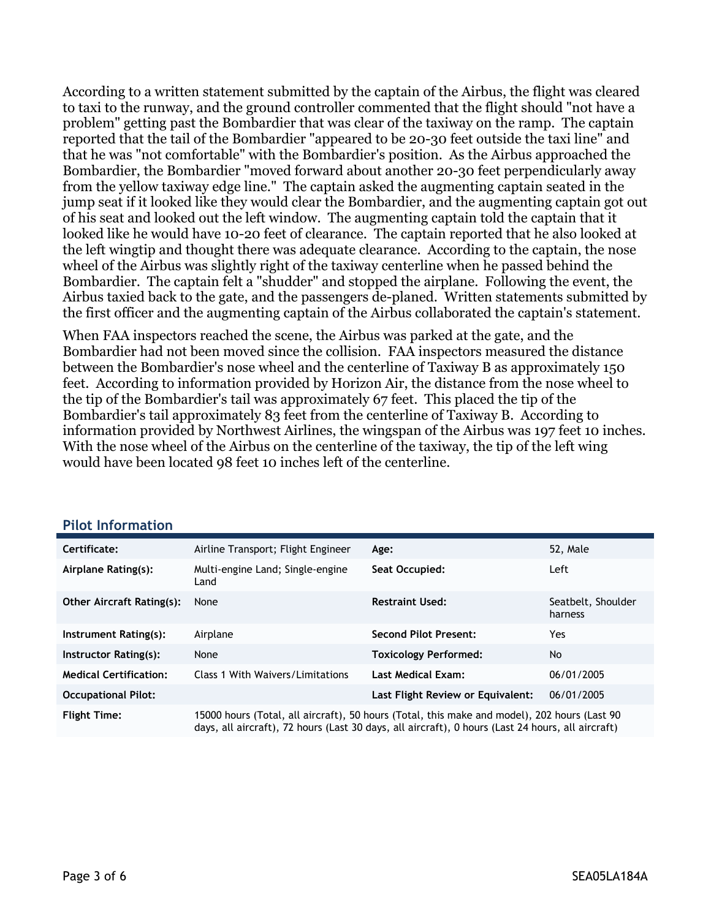According to a written statement submitted by the captain of the Airbus, the flight was cleared to taxi to the runway, and the ground controller commented that the flight should "not have a problem" getting past the Bombardier that was clear of the taxiway on the ramp. The captain reported that the tail of the Bombardier "appeared to be 20-30 feet outside the taxi line" and that he was "not comfortable" with the Bombardier's position. As the Airbus approached the Bombardier, the Bombardier "moved forward about another 20-30 feet perpendicularly away from the yellow taxiway edge line." The captain asked the augmenting captain seated in the jump seat if it looked like they would clear the Bombardier, and the augmenting captain got out of his seat and looked out the left window. The augmenting captain told the captain that it looked like he would have 10-20 feet of clearance. The captain reported that he also looked at the left wingtip and thought there was adequate clearance. According to the captain, the nose wheel of the Airbus was slightly right of the taxiway centerline when he passed behind the Bombardier. The captain felt a "shudder" and stopped the airplane. Following the event, the Airbus taxied back to the gate, and the passengers de-planed. Written statements submitted by the first officer and the augmenting captain of the Airbus collaborated the captain's statement.

When FAA inspectors reached the scene, the Airbus was parked at the gate, and the Bombardier had not been moved since the collision. FAA inspectors measured the distance between the Bombardier's nose wheel and the centerline of Taxiway B as approximately 150 feet. According to information provided by Horizon Air, the distance from the nose wheel to the tip of the Bombardier's tail was approximately 67 feet. This placed the tip of the Bombardier's tail approximately 83 feet from the centerline of Taxiway B. According to information provided by Northwest Airlines, the wingspan of the Airbus was 197 feet 10 inches. With the nose wheel of the Airbus on the centerline of the taxiway, the tip of the left wing would have been located 98 feet 10 inches left of the centerline.

## Pilot Information

| | | | |
|---|---|---|---|
| **Certificate:** | Airline Transport; Flight Engineer | **Age:** | 52, Male |
| **Airplane Rating(s):** | Multi-engine Land; Single-engine Land | **Seat Occupied:** | Left |
| **Other Aircraft Rating(s):** | None | **Restraint Used:** | Seatbelt, Shoulder harness |
| **Instrument Rating(s):** | Airplane | **Second Pilot Present:** | Yes |
| **Instructor Rating(s):** | None | **Toxicology Performed:** | No |
| **Medical Certification:** | Class 1 With Waivers/Limitations | **Last Medical Exam:** | 06/01/2005 |
| **Occupational Pilot:** | | **Last Flight Review or Equivalent:** | 06/01/2005 |
| **Flight Time:** | 15000 hours (Total, all aircraft), 50 hours (Total, this make and model), 202 hours (Last 90 days, all aircraft), 72 hours (Last 30 days, all aircraft), 0 hours (Last 24 hours, all aircraft) | | |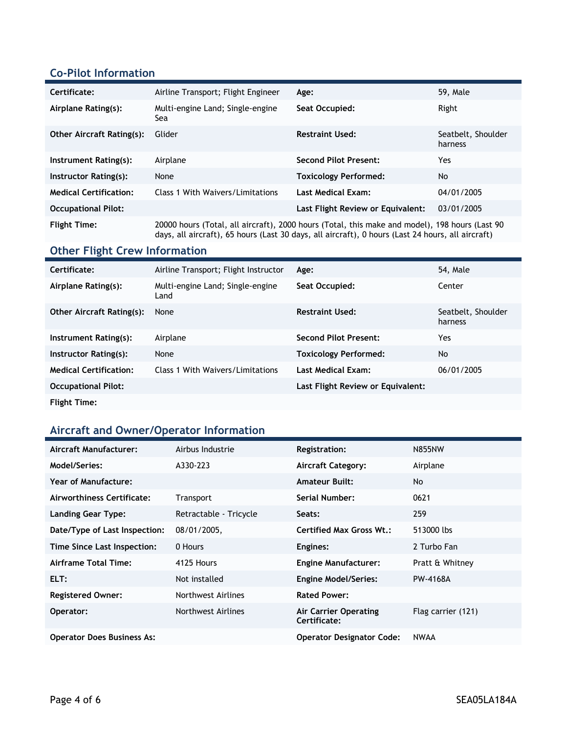## Co-Pilot Information

| | | | |
|---|---|---|---|
| **Certificate:** | Airline Transport; Flight Engineer | **Age:** | 59, Male |
| **Airplane Rating(s):** | Multi-engine Land; Single-engine Sea | **Seat Occupied:** | Right |
| **Other Aircraft Rating(s):** | Glider | **Restraint Used:** | Seatbelt, Shoulder harness |
| **Instrument Rating(s):** | Airplane | **Second Pilot Present:** | Yes |
| **Instructor Rating(s):** | None | **Toxicology Performed:** | No |
| **Medical Certification:** | Class 1 With Waivers/Limitations | **Last Medical Exam:** | 04/01/2005 |
| **Occupational Pilot:** | | **Last Flight Review or Equivalent:** | 03/01/2005 |
| **Flight Time:** | 20000 hours (Total, all aircraft), 2000 hours (Total, this make and model), 198 hours (Last 90 days, all aircraft), 65 hours (Last 30 days, all aircraft), 0 hours (Last 24 hours, all aircraft) | | |

## Other Flight Crew Information

| | | | |
|---|---|---|---|
| **Certificate:** | Airline Transport; Flight Instructor | **Age:** | 54, Male |
| **Airplane Rating(s):** | Multi-engine Land; Single-engine Land | **Seat Occupied:** | Center |
| **Other Aircraft Rating(s):** | None | **Restraint Used:** | Seatbelt, Shoulder harness |
| **Instrument Rating(s):** | Airplane | **Second Pilot Present:** | Yes |
| **Instructor Rating(s):** | None | **Toxicology Performed:** | No |
| **Medical Certification:** | Class 1 With Waivers/Limitations | **Last Medical Exam:** | 06/01/2005 |
| **Occupational Pilot:** | | **Last Flight Review or Equivalent:** | |
| **Flight Time:** | | | |

## Aircraft and Owner/Operator Information

| | | | |
|---|---|---|---|
| **Aircraft Manufacturer:** | Airbus Industrie | **Registration:** | N855NW |
| **Model/Series:** | A330-223 | **Aircraft Category:** | Airplane |
| **Year of Manufacture:** | | **Amateur Built:** | No |
| **Airworthiness Certificate:** | Transport | **Serial Number:** | 0621 |
| **Landing Gear Type:** | Retractable - Tricycle | **Seats:** | 259 |
| **Date/Type of Last Inspection:** | 08/01/2005, | **Certified Max Gross Wt.:** | 513000 lbs |
| **Time Since Last Inspection:** | 0 Hours | **Engines:** | 2 Turbo Fan |
| **Airframe Total Time:** | 4125 Hours | **Engine Manufacturer:** | Pratt & Whitney |
| **ELT:** | Not installed | **Engine Model/Series:** | PW-4168A |
| **Registered Owner:** | Northwest Airlines | **Rated Power:** | |
| **Operator:** | Northwest Airlines | **Air Carrier Operating Certificate:** | Flag carrier (121) |
| **Operator Does Business As:** | | **Operator Designator Code:** | NWAA |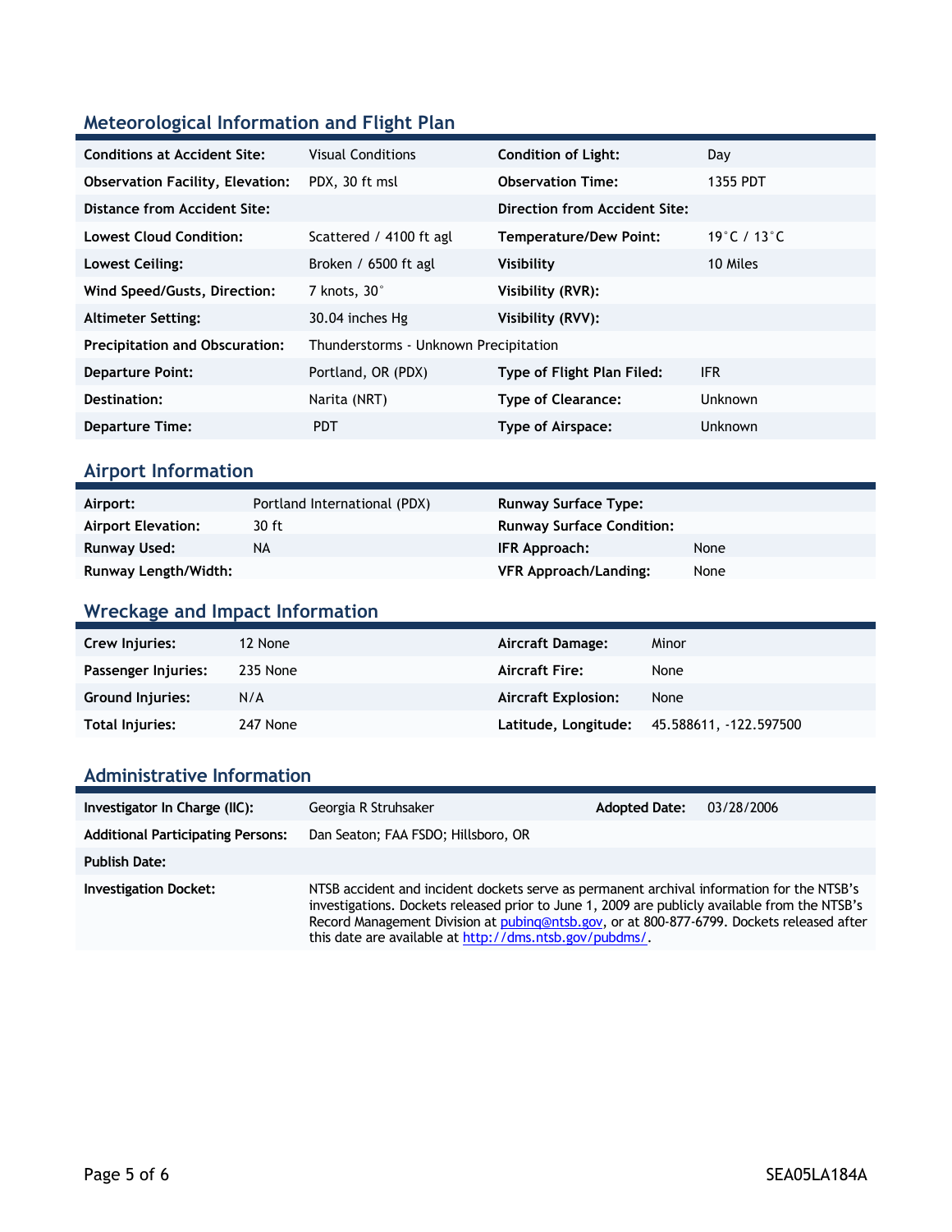## Meteorological Information and Flight Plan

| | | | |
|---|---|---|---|
| **Conditions at Accident Site:** | Visual Conditions | **Condition of Light:** | Day |
| **Observation Facility, Elevation:** | PDX, 30 ft msl | **Observation Time:** | 1355 PDT |
| **Distance from Accident Site:** | | **Direction from Accident Site:** | |
| **Lowest Cloud Condition:** | Scattered / 4100 ft agl | **Temperature/Dew Point:** | 19°C / 13°C |
| **Lowest Ceiling:** | Broken / 6500 ft agl | **Visibility** | 10 Miles |
| **Wind Speed/Gusts, Direction:** | 7 knots, 30° | **Visibility (RVR):** | |
| **Altimeter Setting:** | 30.04 inches Hg | **Visibility (RVV):** | |
| **Precipitation and Obscuration:** | Thunderstorms - Unknown Precipitation | | |
| **Departure Point:** | Portland, OR (PDX) | **Type of Flight Plan Filed:** | IFR |
| **Destination:** | Narita (NRT) | **Type of Clearance:** | Unknown |
| **Departure Time:** | PDT | **Type of Airspace:** | Unknown |

## Airport Information

| | | | |
|---|---|---|---|
| **Airport:** | Portland International (PDX) | **Runway Surface Type:** | |
| **Airport Elevation:** | 30 ft | **Runway Surface Condition:** | |
| **Runway Used:** | NA | **IFR Approach:** | None |
| **Runway Length/Width:** | | **VFR Approach/Landing:** | None |

## Wreckage and Impact Information

| | | | |
|---|---|---|---|
| **Crew Injuries:** | 12 None | **Aircraft Damage:** | Minor |
| **Passenger Injuries:** | 235 None | **Aircraft Fire:** | None |
| **Ground Injuries:** | N/A | **Aircraft Explosion:** | None |
| **Total Injuries:** | 247 None | **Latitude, Longitude:** | 45.588611, -122.597500 |

## Administrative Information

| | | | |
|---|---|---|---|
| **Investigator In Charge (IIC):** | Georgia R Struhsaker | **Adopted Date:** | 03/28/2006 |
| **Additional Participating Persons:** | Dan Seaton; FAA FSDO; Hillsboro, OR | | |
| **Publish Date:** | | | |
| **Investigation Docket:** | NTSB accident and incident dockets serve as permanent archival information for the NTSB's investigations. Dockets released prior to June 1, 2009 are publicly available from the NTSB's Record Management Division at pubinq@ntsb.gov, or at 800-877-6799. Dockets released after this date are available at http://dms.ntsb.gov/pubdms/. | | |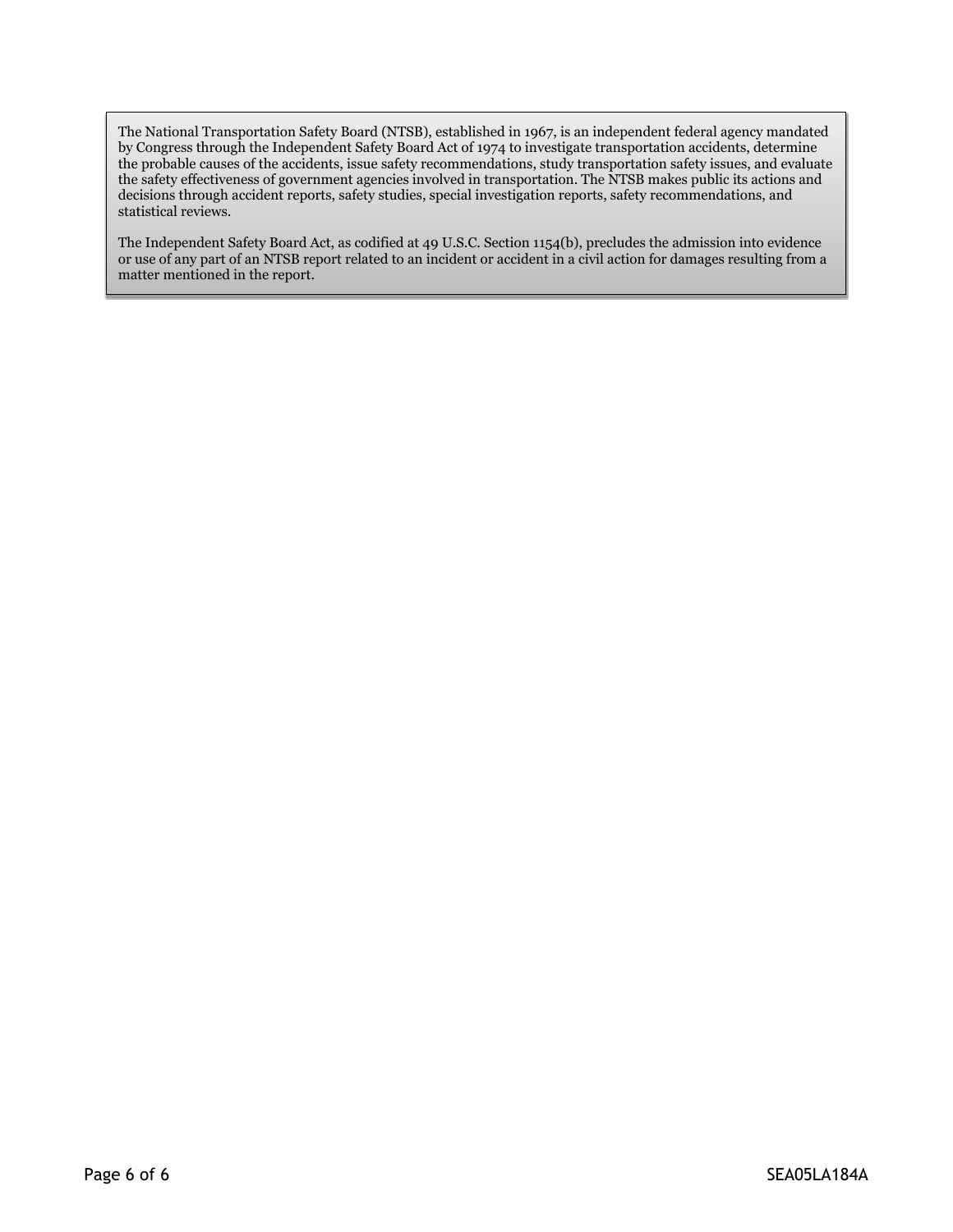The National Transportation Safety Board (NTSB), established in 1967, is an independent federal agency mandated by Congress through the Independent Safety Board Act of 1974 to investigate transportation accidents, determine the probable causes of the accidents, issue safety recommendations, study transportation safety issues, and evaluate the safety effectiveness of government agencies involved in transportation. The NTSB makes public its actions and decisions through accident reports, safety studies, special investigation reports, safety recommendations, and statistical reviews.

The Independent Safety Board Act, as codified at 49 U.S.C. Section 1154(b), precludes the admission into evidence or use of any part of an NTSB report related to an incident or accident in a civil action for damages resulting from a matter mentioned in the report.